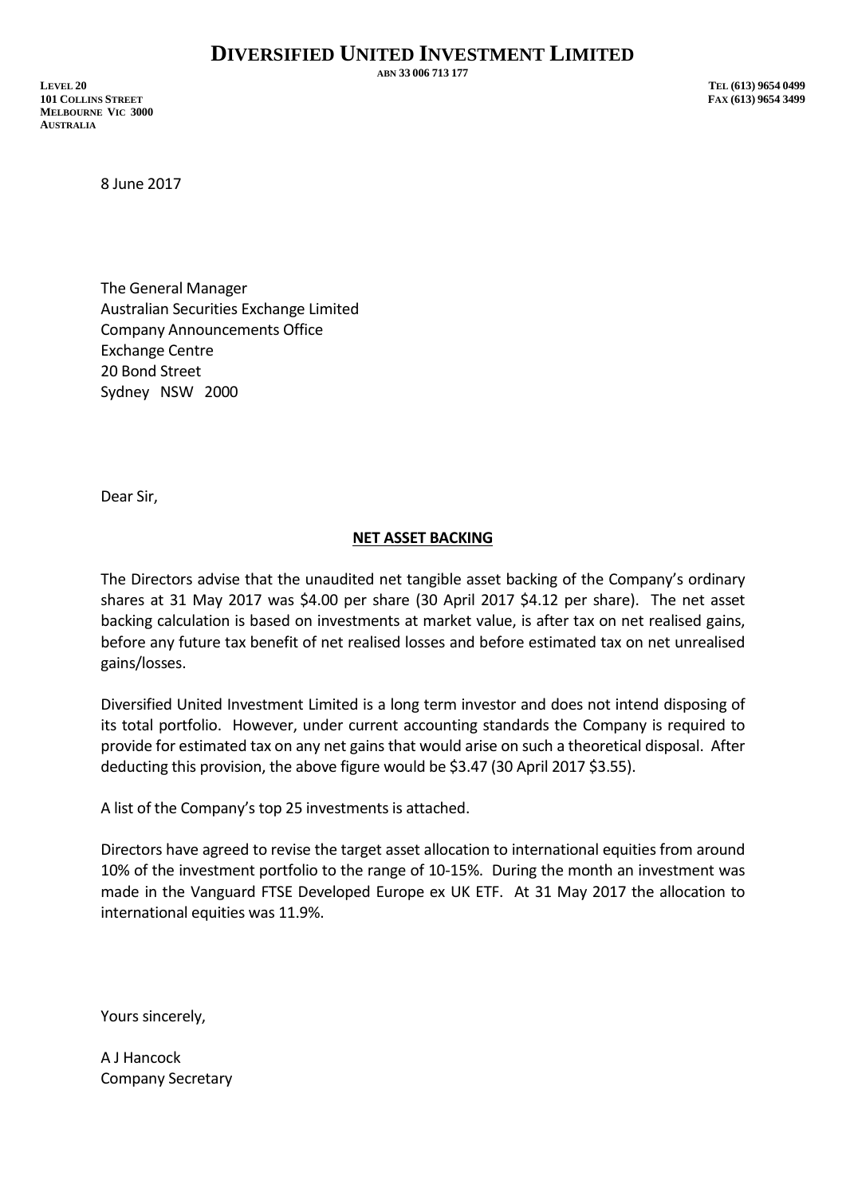# DIVERSIFIED UNITED INVESTMENT LIMITED

ABN 33 006 713 177

LEVEL 20
101 COLLINS STREET
MELBOURNE VIC 3000
AUSTRALIA

TEL (613) 9654 0499
FAX (613) 9654 3499

8 June 2017

The General Manager
Australian Securities Exchange Limited
Company Announcements Office
Exchange Centre
20 Bond Street
Sydney NSW 2000

Dear Sir,

**NET ASSET BACKING**

The Directors advise that the unaudited net tangible asset backing of the Company's ordinary shares at 31 May 2017 was $4.00 per share (30 April 2017 $4.12 per share). The net asset backing calculation is based on investments at market value, is after tax on net realised gains, before any future tax benefit of net realised losses and before estimated tax on net unrealised gains/losses.

Diversified United Investment Limited is a long term investor and does not intend disposing of its total portfolio. However, under current accounting standards the Company is required to provide for estimated tax on any net gains that would arise on such a theoretical disposal. After deducting this provision, the above figure would be $3.47 (30 April 2017 $3.55).

A list of the Company's top 25 investments is attached.

Directors have agreed to revise the target asset allocation to international equities from around 10% of the investment portfolio to the range of 10-15%. During the month an investment was made in the Vanguard FTSE Developed Europe ex UK ETF. At 31 May 2017 the allocation to international equities was 11.9%.

Yours sincerely,

A J Hancock
Company Secretary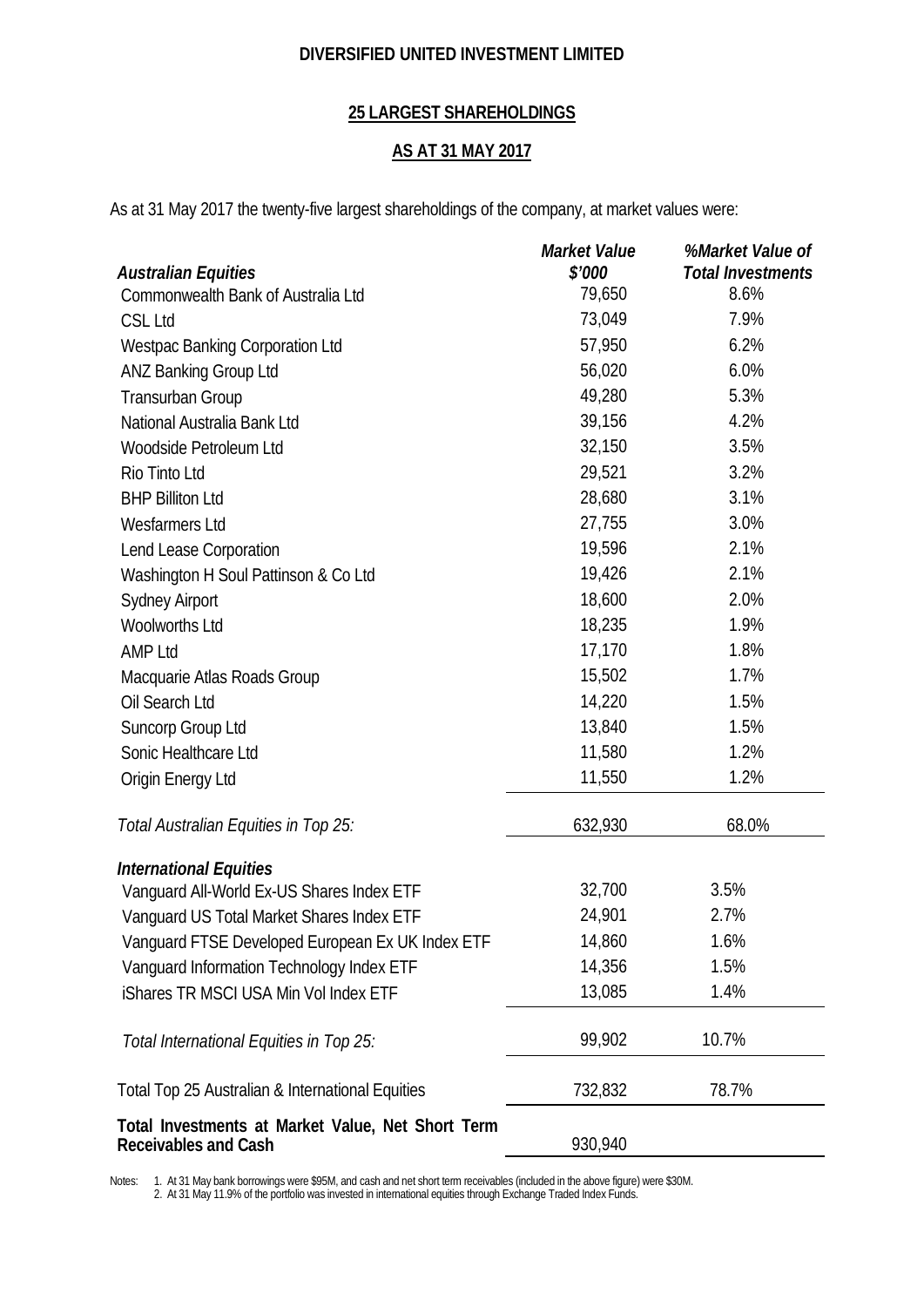**DIVERSIFIED UNITED INVESTMENT LIMITED**

**25 LARGEST SHAREHOLDINGS**

**AS AT 31 MAY 2017**

As at 31 May 2017 the twenty-five largest shareholdings of the company, at market values were:

| ***Australian Equities*** | ***Market Value $'000*** | ***%Market Value of Total Investments*** |
|---|---|---|
| Commonwealth Bank of Australia Ltd | 79,650 | 8.6% |
| CSL Ltd | 73,049 | 7.9% |
| Westpac Banking Corporation Ltd | 57,950 | 6.2% |
| ANZ Banking Group Ltd | 56,020 | 6.0% |
| Transurban Group | 49,280 | 5.3% |
| National Australia Bank Ltd | 39,156 | 4.2% |
| Woodside Petroleum Ltd | 32,150 | 3.5% |
| Rio Tinto Ltd | 29,521 | 3.2% |
| BHP Billiton Ltd | 28,680 | 3.1% |
| Wesfarmers Ltd | 27,755 | 3.0% |
| Lend Lease Corporation | 19,596 | 2.1% |
| Washington H Soul Pattinson & Co Ltd | 19,426 | 2.1% |
| Sydney Airport | 18,600 | 2.0% |
| Woolworths Ltd | 18,235 | 1.9% |
| AMP Ltd | 17,170 | 1.8% |
| Macquarie Atlas Roads Group | 15,502 | 1.7% |
| Oil Search Ltd | 14,220 | 1.5% |
| Suncorp Group Ltd | 13,840 | 1.5% |
| Sonic Healthcare Ltd | 11,580 | 1.2% |
| Origin Energy Ltd | 11,550 | 1.2% |
| *Total Australian Equities in Top 25:* | 632,930 | 68.0% |
| ***International Equities*** | | |
| Vanguard All-World Ex-US Shares Index ETF | 32,700 | 3.5% |
| Vanguard US Total Market Shares Index ETF | 24,901 | 2.7% |
| Vanguard FTSE Developed European Ex UK Index ETF | 14,860 | 1.6% |
| Vanguard Information Technology Index ETF | 14,356 | 1.5% |
| iShares TR MSCI USA Min Vol Index ETF | 13,085 | 1.4% |
| *Total International Equities in Top 25:* | 99,902 | 10.7% |
| Total Top 25 Australian & International Equities | 732,832 | 78.7% |
| **Total Investments at Market Value, Net Short Term Receivables and Cash** | 930,940 | |

Notes: 1. At 31 May bank borrowings were $95M, and cash and net short term receivables (included in the above figure) were $30M.
2. At 31 May 11.9% of the portfolio was invested in international equities through Exchange Traded Index Funds.